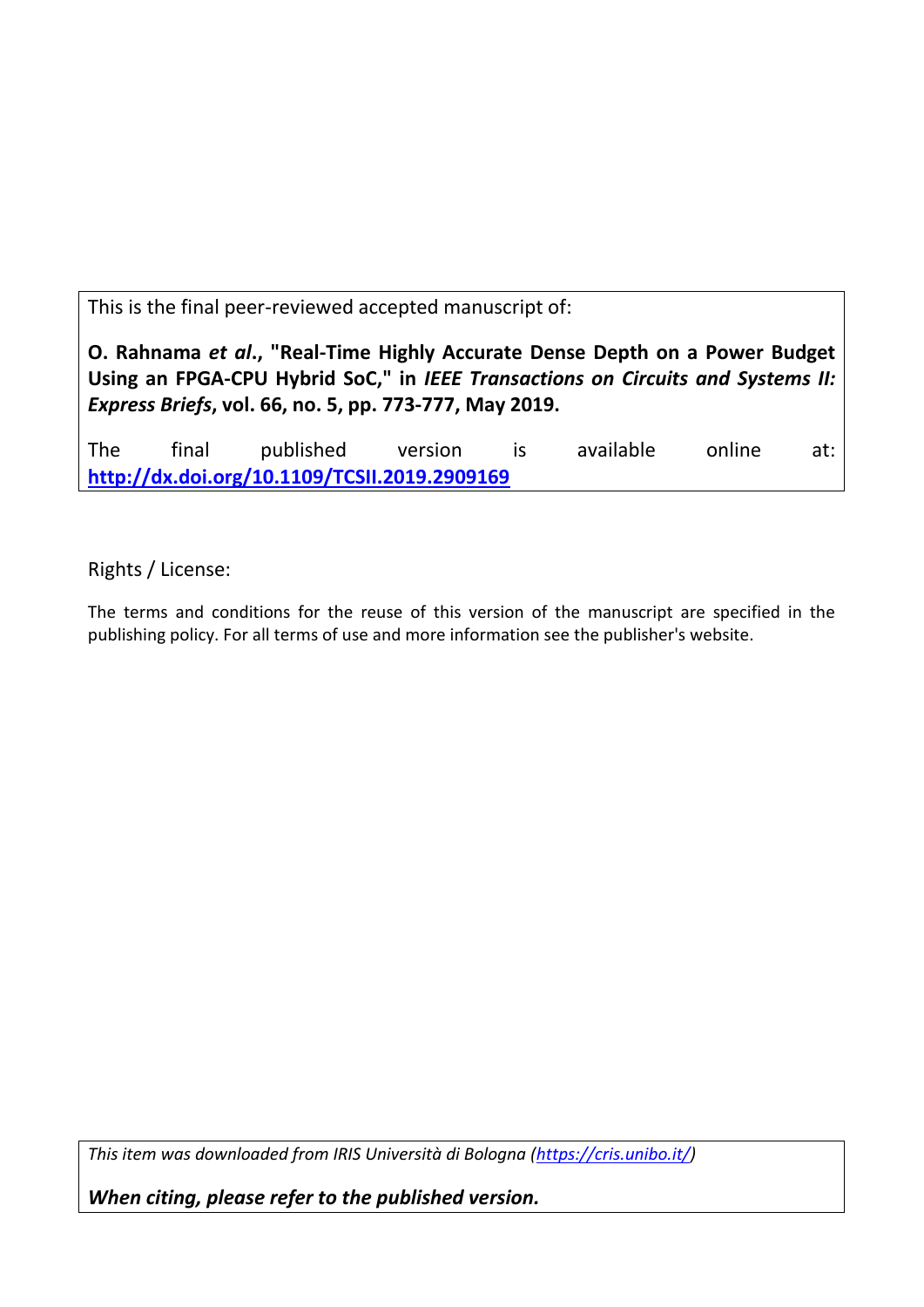This is the final peer-reviewed accepted manuscript of:

**O. Rahnama *et al*., "Real-Time Highly Accurate Dense Depth on a Power Budget Using an FPGA-CPU Hybrid SoC," in *IEEE Transactions on Circuits and Systems II: Express Briefs*, vol. 66, no. 5, pp. 773-777, May 2019.**

The final published version is available online at: **[http://dx.doi.org/10.1109/TCSII.2019.2909169](http://dx.doi.org/10.1109/TCSII.2019.2909169)**

Rights / License:

The terms and conditions for the reuse of this version of the manuscript are specified in the publishing policy. For all terms of use and more information see the publisher's website.

*This item was downloaded from IRIS Università di Bologna ([https://cris.unibo.it/](https://cris.unibo.it/))*

***When citing, please refer to the published version.***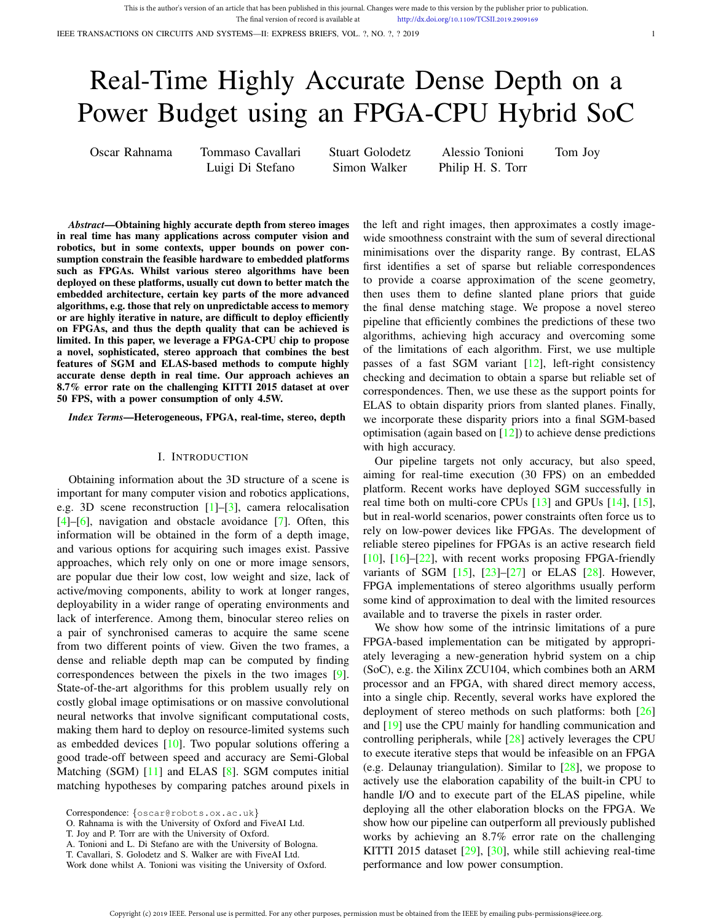# Real-Time Highly Accurate Dense Depth on a Power Budget using an FPGA-CPU Hybrid SoC

Oscar Rahnama, Tommaso Cavallari, Stuart Golodetz, Alessio Tonioni, Tom Joy, Luigi Di Stefano, Simon Walker, Philip H. S. Torr

***Abstract*—Obtaining highly accurate depth from stereo images in real time has many applications across computer vision and robotics, but in some contexts, upper bounds on power consumption constrain the feasible hardware to embedded platforms such as FPGAs. Whilst various stereo algorithms have been deployed on these platforms, usually cut down to better match the embedded architecture, certain key parts of the more advanced algorithms, e.g. those that rely on unpredictable access to memory or are highly iterative in nature, are difficult to deploy efficiently on FPGAs, and thus the depth quality that can be achieved is limited. In this paper, we leverage a FPGA-CPU chip to propose a novel, sophisticated, stereo approach that combines the best features of SGM and ELAS-based methods to compute highly accurate dense depth in real time. Our approach achieves an 8.7% error rate on the challenging KITTI 2015 dataset at over 50 FPS, with a power consumption of only 4.5W.**

***Index Terms*—Heterogeneous, FPGA, real-time, stereo, depth**

## I. Introduction

Obtaining information about the 3D structure of a scene is important for many computer vision and robotics applications, e.g. 3D scene reconstruction [1]–[3], camera relocalisation [4]–[6], navigation and obstacle avoidance [7]. Often, this information will be obtained in the form of a depth image, and various options for acquiring such images exist. Passive approaches, which rely only on one or more image sensors, are popular due their low cost, low weight and size, lack of active/moving components, ability to work at longer ranges, deployability in a wider range of operating environments and lack of interference. Among them, binocular stereo relies on a pair of synchronised cameras to acquire the same scene from two different points of view. Given the two frames, a dense and reliable depth map can be computed by finding correspondences between the pixels in the two images [9]. State-of-the-art algorithms for this problem usually rely on costly global image optimisations or on massive convolutional neural networks that involve significant computational costs, making them hard to deploy on resource-limited systems such as embedded devices [10]. Two popular solutions offering a good trade-off between speed and accuracy are Semi-Global Matching (SGM) [11] and ELAS [8]. SGM computes initial matching hypotheses by comparing patches around pixels in the left and right images, then approximates a costly image-wide smoothness constraint with the sum of several directional minimisations over the disparity range. By contrast, ELAS first identifies a set of sparse but reliable correspondences to provide a coarse approximation of the scene geometry, then uses them to define slanted plane priors that guide the final dense matching stage. We propose a novel stereo pipeline that efficiently combines the predictions of these two algorithms, achieving high accuracy and overcoming some of the limitations of each algorithm. First, we use multiple passes of a fast SGM variant [12], left-right consistency checking and decimation to obtain a sparse but reliable set of correspondences. Then, we use these as the support points for ELAS to obtain disparity priors from slanted planes. Finally, we incorporate these disparity priors into a final SGM-based optimisation (again based on [12]) to achieve dense predictions with high accuracy.

Our pipeline targets not only accuracy, but also speed, aiming for real-time execution (30 FPS) on an embedded platform. Recent works have deployed SGM successfully in real time both on multi-core CPUs [13] and GPUs [14], [15], but in real-world scenarios, power constraints often force us to rely on low-power devices like FPGAs. The development of reliable stereo pipelines for FPGAs is an active research field [10], [16]–[22], with recent works proposing FPGA-friendly variants of SGM [15], [23]–[27] or ELAS [28]. However, FPGA implementations of stereo algorithms usually perform some kind of approximation to deal with the limited resources available and to traverse the pixels in raster order.

We show how some of the intrinsic limitations of a pure FPGA-based implementation can be mitigated by appropriately leveraging a new-generation hybrid system on a chip (SoC), e.g. the Xilinx ZCU104, which combines both an ARM processor and an FPGA, with shared direct memory access, into a single chip. Recently, several works have explored the deployment of stereo methods on such platforms: both [26] and [19] use the CPU mainly for handling communication and controlling peripherals, while [28] actively leverages the CPU to execute iterative steps that would be infeasible on an FPGA (e.g. Delaunay triangulation). Similar to [28], we propose to actively use the elaboration capability of the built-in CPU to handle I/O and to execute part of the ELAS pipeline, while deploying all the other elaboration blocks on the FPGA. We show how our pipeline can outperform all previously published works by achieving an 8.7% error rate on the challenging KITTI 2015 dataset [29], [30], while still achieving real-time performance and low power consumption.

Correspondence: {oscar@robots.ox.ac.uk}
O. Rahnama is with the University of Oxford and FiveAI Ltd.
T. Joy and P. Torr are with the University of Oxford.
A. Tonioni and L. Di Stefano are with the University of Bologna.
T. Cavallari, S. Golodetz and S. Walker are with FiveAI Ltd.
Work done whilst A. Tonioni was visiting the University of Oxford.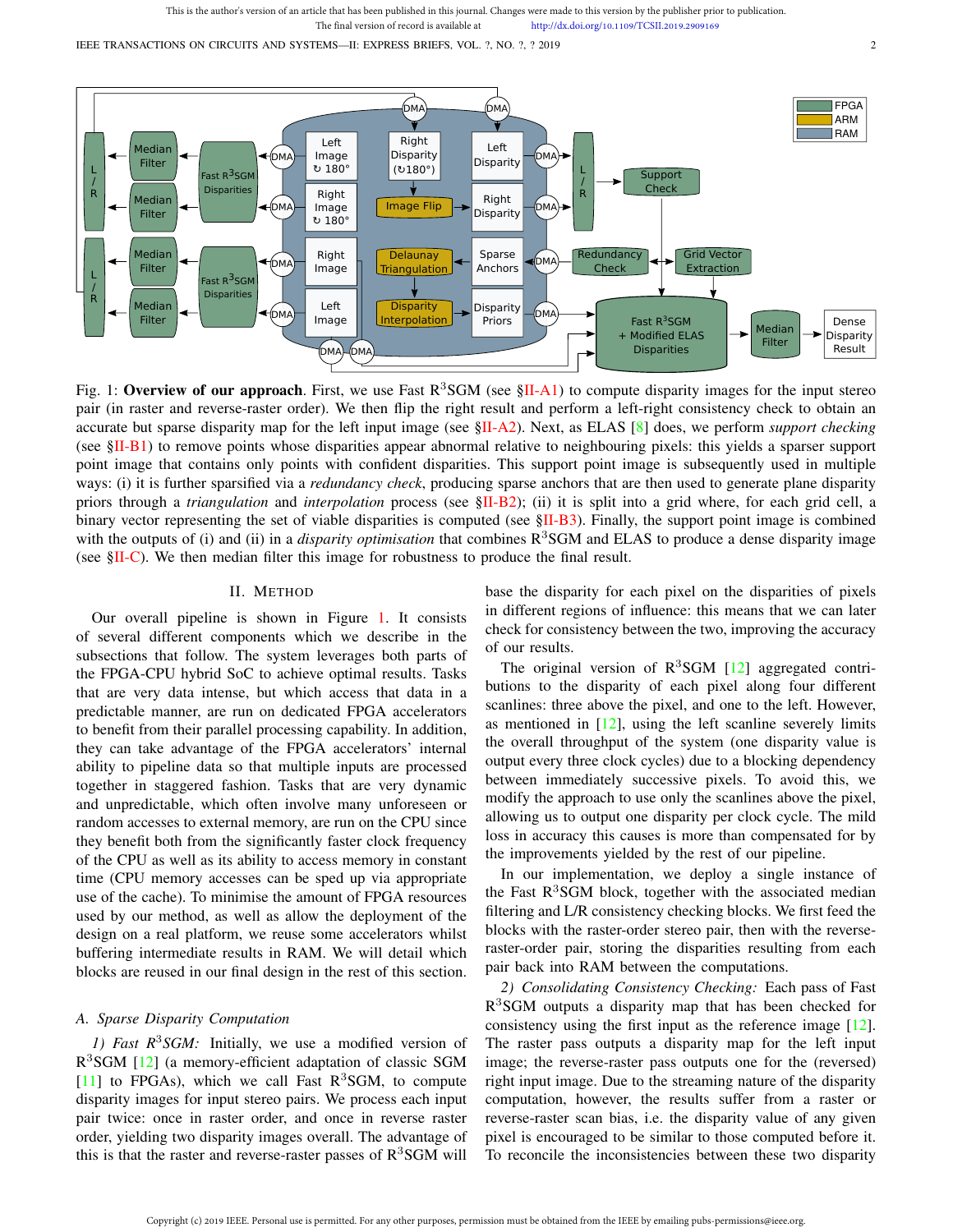Fig. 1: **Overview of our approach**. First, we use Fast R$^3$SGM (see §II-A1) to compute disparity images for the input stereo pair (in raster and reverse-raster order). We then flip the right result and perform a left-right consistency check to obtain an accurate but sparse disparity map for the left input image (see §II-A2). Next, as ELAS [8] does, we perform *support checking* (see §II-B1) to remove points whose disparities appear abnormal relative to neighbouring pixels: this yields a sparser support point image that contains only points with confident disparities. This support point image is subsequently used in multiple ways: (i) it is further sparsified via a *redundancy check*, producing sparse anchors that are then used to generate plane disparity priors through a *triangulation* and *interpolation* process (see §II-B2); (ii) it is split into a grid where, for each grid cell, a binary vector representing the set of viable disparities is computed (see §II-B3). Finally, the support point image is combined with the outputs of (i) and (ii) in a *disparity optimisation* that combines R$^3$SGM and ELAS to produce a dense disparity image (see §II-C). We then median filter this image for robustness to produce the final result.

## II. Method

Our overall pipeline is shown in Figure 1. It consists of several different components which we describe in the subsections that follow. The system leverages both parts of the FPGA-CPU hybrid SoC to achieve optimal results. Tasks that are very data intense, but which access that data in a predictable manner, are run on dedicated FPGA accelerators to benefit from their parallel processing capability. In addition, they can take advantage of the FPGA accelerators' internal ability to pipeline data so that multiple inputs are processed together in staggered fashion. Tasks that are very dynamic and unpredictable, which often involve many unforeseen or random accesses to external memory, are run on the CPU since they benefit both from the significantly faster clock frequency of the CPU as well as its ability to access memory in constant time (CPU memory accesses can be sped up via appropriate use of the cache). To minimise the amount of FPGA resources used by our method, as well as allow the deployment of the design on a real platform, we reuse some accelerators whilst buffering intermediate results in RAM. We will detail which blocks are reused in our final design in the rest of this section.

### A. Sparse Disparity Computation

*1) Fast R$^3$SGM:* Initially, we use a modified version of R$^3$SGM [12] (a memory-efficient adaptation of classic SGM [11] to FPGAs), which we call Fast R$^3$SGM, to compute disparity images for input stereo pairs. We process each input pair twice: once in raster order, and once in reverse raster order, yielding two disparity images overall. The advantage of this is that the raster and reverse-raster passes of R$^3$SGM will base the disparity for each pixel on the disparities of pixels in different regions of influence: this means that we can later check for consistency between the two, improving the accuracy of our results.

The original version of R$^3$SGM [12] aggregated contributions to the disparity of each pixel along four different scanlines: three above the pixel, and one to the left. However, as mentioned in [12], using the left scanline severely limits the overall throughput of the system (one disparity value is output every three clock cycles) due to a blocking dependency between immediately successive pixels. To avoid this, we modify the approach to use only the scanlines above the pixel, allowing us to output one disparity per clock cycle. The mild loss in accuracy this causes is more than compensated for by the improvements yielded by the rest of our pipeline.

In our implementation, we deploy a single instance of the Fast R$^3$SGM block, together with the associated median filtering and L/R consistency checking blocks. We first feed the blocks with the raster-order stereo pair, then with the reverse-raster-order pair, storing the disparities resulting from each pair back into RAM between the computations.

*2) Consolidating Consistency Checking:* Each pass of Fast R$^3$SGM outputs a disparity map that has been checked for consistency using the first input as the reference image [12]. The raster pass outputs a disparity map for the left input image; the reverse-raster pass outputs one for the (reversed) right input image. Due to the streaming nature of the disparity computation, however, the results suffer from a raster or reverse-raster scan bias, i.e. the disparity value of any given pixel is encouraged to be similar to those computed before it. To reconcile the inconsistencies between these two disparity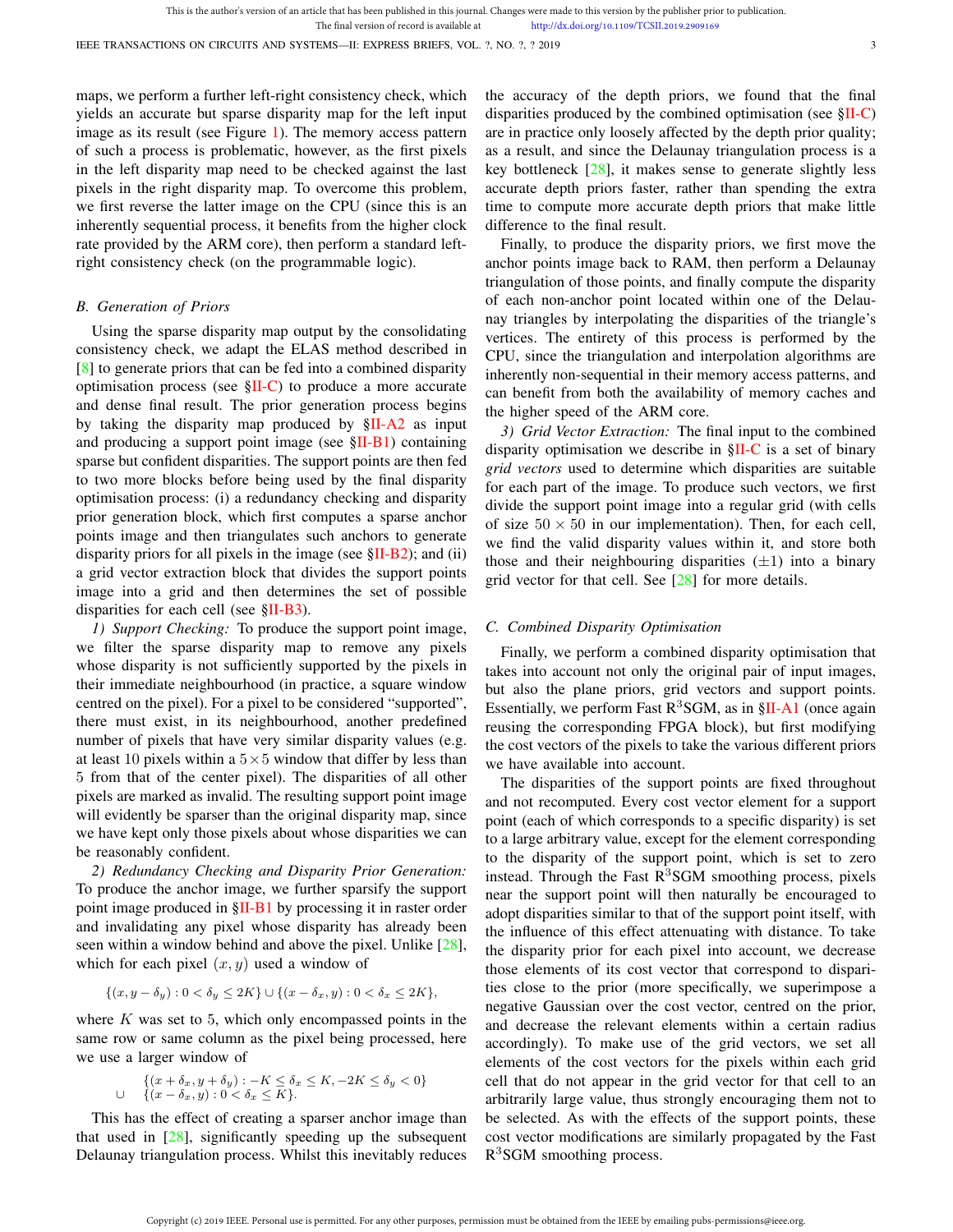maps, we perform a further left-right consistency check, which yields an accurate but sparse disparity map for the left input image as its result (see Figure 1). The memory access pattern of such a process is problematic, however, as the first pixels in the left disparity map need to be checked against the last pixels in the right disparity map. To overcome this problem, we first reverse the latter image on the CPU (since this is an inherently sequential process, it benefits from the higher clock rate provided by the ARM core), then perform a standard left-right consistency check (on the programmable logic).

### B. Generation of Priors

Using the sparse disparity map output by the consolidating consistency check, we adapt the ELAS method described in [8] to generate priors that can be fed into a combined disparity optimisation process (see §II-C) to produce a more accurate and dense final result. The prior generation process begins by taking the disparity map produced by §II-A2 as input and producing a support point image (see §II-B1) containing sparse but confident disparities. The support points are then fed to two more blocks before being used by the final disparity optimisation process: (i) a redundancy checking and disparity prior generation block, which first computes a sparse anchor points image and then triangulates such anchors to generate disparity priors for all pixels in the image (see §II-B2); and (ii) a grid vector extraction block that divides the support points image into a grid and then determines the set of possible disparities for each cell (see §II-B3).

*1) Support Checking:* To produce the support point image, we filter the sparse disparity map to remove any pixels whose disparity is not sufficiently supported by the pixels in their immediate neighbourhood (in practice, a square window centred on the pixel). For a pixel to be considered "supported", there must exist, in its neighbourhood, another predefined number of pixels that have very similar disparity values (e.g. at least 10 pixels within a $5 \times 5$ window that differ by less than 5 from that of the center pixel). The disparities of all other pixels are marked as invalid. The resulting support point image will evidently be sparser than the original disparity map, since we have kept only those pixels about whose disparities we can be reasonably confident.

*2) Redundancy Checking and Disparity Prior Generation:* To produce the anchor image, we further sparsify the support point image produced in §II-B1 by processing it in raster order and invalidating any pixel whose disparity has already been seen within a window behind and above the pixel. Unlike [28], which for each pixel $(x, y)$ used a window of

$$\{(x, y - \delta_y) : 0 < \delta_y \leq 2K\} \cup \{(x - \delta_x, y) : 0 < \delta_x \leq 2K\},$$

where $K$ was set to 5, which only encompassed points in the same row or same column as the pixel being processed, here we use a larger window of

$$\begin{array}{ll} & \{(x + \delta_x, y + \delta_y) : -K \leq \delta_x \leq K, -2K \leq \delta_y < 0\} \\ \cup & \{(x - \delta_x, y) : 0 < \delta_x \leq K\}. \end{array}$$

This has the effect of creating a sparser anchor image than that used in [28], significantly speeding up the subsequent Delaunay triangulation process. Whilst this inevitably reduces the accuracy of the depth priors, we found that the final disparities produced by the combined optimisation (see §II-C) are in practice only loosely affected by the depth prior quality; as a result, and since the Delaunay triangulation process is a key bottleneck [28], it makes sense to generate slightly less accurate depth priors faster, rather than spending the extra time to compute more accurate depth priors that make little difference to the final result.

Finally, to produce the disparity priors, we first move the anchor points image back to RAM, then perform a Delaunay triangulation of those points, and finally compute the disparity of each non-anchor point located within one of the Delaunay triangles by interpolating the disparities of the triangle's vertices. The entirety of this process is performed by the CPU, since the triangulation and interpolation algorithms are inherently non-sequential in their memory access patterns, and can benefit from both the availability of memory caches and the higher speed of the ARM core.

*3) Grid Vector Extraction:* The final input to the combined disparity optimisation we describe in §II-C is a set of binary *grid vectors* used to determine which disparities are suitable for each part of the image. To produce such vectors, we first divide the support point image into a regular grid (with cells of size $50 \times 50$ in our implementation). Then, for each cell, we find the valid disparity values within it, and store both those and their neighbouring disparities ($\pm 1$) into a binary grid vector for that cell. See [28] for more details.

### C. Combined Disparity Optimisation

Finally, we perform a combined disparity optimisation that takes into account not only the original pair of input images, but also the plane priors, grid vectors and support points. Essentially, we perform Fast $\text{R}^3$SGM, as in §II-A1 (once again reusing the corresponding FPGA block), but first modifying the cost vectors of the pixels to take the various different priors we have available into account.

The disparities of the support points are fixed throughout and not recomputed. Every cost vector element for a support point (each of which corresponds to a specific disparity) is set to a large arbitrary value, except for the element corresponding to the disparity of the support point, which is set to zero instead. Through the Fast $\text{R}^3$SGM smoothing process, pixels near the support point will then naturally be encouraged to adopt disparities similar to that of the support point itself, with the influence of this effect attenuating with distance. To take the disparity prior for each pixel into account, we decrease those elements of its cost vector that correspond to disparities close to the prior (more specifically, we superimpose a negative Gaussian over the cost vector, centred on the prior, and decrease the relevant elements within a certain radius accordingly). To make use of the grid vectors, we set all elements of the cost vectors for the pixels within each grid cell that do not appear in the grid vector for that cell to an arbitrarily large value, thus strongly encouraging them not to be selected. As with the effects of the support points, these cost vector modifications are similarly propagated by the Fast $\text{R}^3$SGM smoothing process.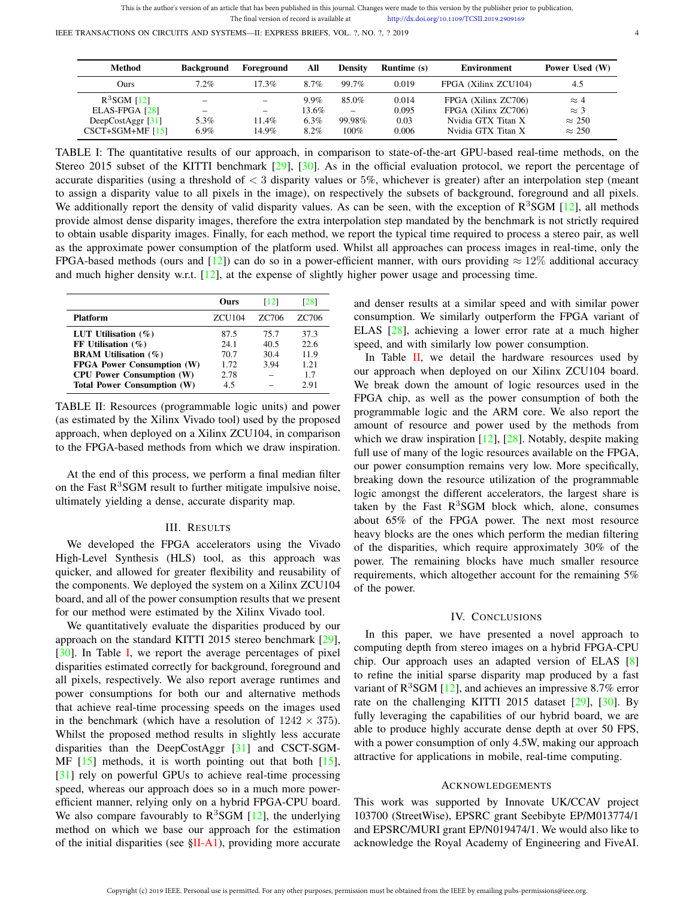| Method | Background | Foreground | All | Density | Runtime (s) | Environment | Power Used (W) |
|---|---|---|---|---|---|---|---|
| Ours | 7.2% | 17.3% | 8.7% | 99.7% | 0.019 | FPGA (Xilinx ZCU104) | 4.5 |
| $R^3$SGM [12] | – | – | 9.9% | 85.0% | 0.014 | FPGA (Xilinx ZC706) | $\approx 4$ |
| ELAS-FPGA [28] | – | – | 13.6% | – | 0.095 | FPGA (Xilinx ZC706) | $\approx 3$ |
| DeepCostAggr [31] | 5.3% | 11.4% | 6.3% | 99.98% | 0.03 | Nvidia GTX Titan X | $\approx 250$ |
| CSCT+SGM+MF [15] | 6.9% | 14.9% | 8.2% | 100% | 0.006 | Nvidia GTX Titan X | $\approx 250$ |

TABLE I: The quantitative results of our approach, in comparison to state-of-the-art GPU-based real-time methods, on the Stereo 2015 subset of the KITTI benchmark [29], [30]. As in the official evaluation protocol, we report the percentage of accurate disparities (using a threshold of $< 3$ disparity values or 5%, whichever is greater) after an interpolation step (meant to assign a disparity value to all pixels in the image), on respectively the subsets of background, foreground and all pixels. We additionally report the density of valid disparity values. As can be seen, with the exception of $R^3$SGM [12], all methods provide almost dense disparity images, therefore the extra interpolation step mandated by the benchmark is not strictly required to obtain usable disparity images. Finally, for each method, we report the typical time required to process a stereo pair, as well as the approximate power consumption of the platform used. Whilst all approaches can process images in real-time, only the FPGA-based methods (ours and [12]) can do so in a power-efficient manner, with ours providing $\approx 12\%$ additional accuracy and much higher density w.r.t. [12], at the expense of slightly higher power usage and processing time.

| | **Ours** | [12] | [28] |
|---|---|---|---|
| **Platform** | ZCU104 | ZC706 | ZC706 |
| **LUT Utilisation (%)** | 87.5 | 75.7 | 37.3 |
| **FF Utilisation (%)** | 24.1 | 40.5 | 22.6 |
| **BRAM Utilisation (%)** | 70.7 | 30.4 | 11.9 |
| **FPGA Power Consumption (W)** | 1.72 | 3.94 | 1.21 |
| **CPU Power Consumption (W)** | 2.78 | – | 1.7 |
| **Total Power Consumption (W)** | 4.5 | – | 2.91 |

TABLE II: Resources (programmable logic units) and power (as estimated by the Xilinx Vivado tool) used by the proposed approach, when deployed on a Xilinx ZCU104, in comparison to the FPGA-based methods from which we draw inspiration.

At the end of this process, we perform a final median filter on the Fast $R^3$SGM result to further mitigate impulsive noise, ultimately yielding a dense, accurate disparity map.

## III. Results

We developed the FPGA accelerators using the Vivado High-Level Synthesis (HLS) tool, as this approach was quicker, and allowed for greater flexibility and reusability of the components. We deployed the system on a Xilinx ZCU104 board, and all of the power consumption results that we present for our method were estimated by the Xilinx Vivado tool.

We quantitatively evaluate the disparities produced by our approach on the standard KITTI 2015 stereo benchmark [29], [30]. In Table I, we report the average percentages of pixel disparities estimated correctly for background, foreground and all pixels, respectively. We also report average runtimes and power consumptions for both our and alternative methods that achieve real-time processing speeds on the images used in the benchmark (which have a resolution of $1242 \times 375$). Whilst the proposed method results in slightly less accurate disparities than the DeepCostAggr [31] and CSCT-SGM-MF [15] methods, it is worth pointing out that both [15], [31] rely on powerful GPUs to achieve real-time processing speed, whereas our approach does so in a much more power-efficient manner, relying only on a hybrid FPGA-CPU board. We also compare favourably to $R^3$SGM [12], the underlying method on which we base our approach for the estimation of the initial disparities (see §II-A1), providing more accurate and denser results at a similar speed and with similar power consumption. We similarly outperform the FPGA variant of ELAS [28], achieving a lower error rate at a much higher speed, and with similarly low power consumption.

In Table II, we detail the hardware resources used by our approach when deployed on our Xilinx ZCU104 board. We break down the amount of logic resources used in the FPGA chip, as well as the power consumption of both the programmable logic and the ARM core. We also report the amount of resource and power used by the methods from which we draw inspiration [12], [28]. Notably, despite making full use of many of the logic resources available on the FPGA, our power consumption remains very low. More specifically, breaking down the resource utilization of the programmable logic amongst the different accelerators, the largest share is taken by the Fast $R^3$SGM block which, alone, consumes about 65% of the FPGA power. The next most resource heavy blocks are the ones which perform the median filtering of the disparities, which require approximately 30% of the power. The remaining blocks have much smaller resource requirements, which altogether account for the remaining 5% of the power.

## IV. Conclusions

In this paper, we have presented a novel approach to computing depth from stereo images on a hybrid FPGA-CPU chip. Our approach uses an adapted version of ELAS [8] to refine the initial sparse disparity map produced by a fast variant of $R^3$SGM [12], and achieves an impressive 8.7% error rate on the challenging KITTI 2015 dataset [29], [30]. By fully leveraging the capabilities of our hybrid board, we are able to produce highly accurate dense depth at over 50 FPS, with a power consumption of only 4.5W, making our approach attractive for applications in mobile, real-time computing.

## Acknowledgements

This work was supported by Innovate UK/CCAV project 103700 (StreetWise), EPSRC grant Seebibyte EP/M013774/1 and EPSRC/MURI grant EP/N019474/1. We would also like to acknowledge the Royal Academy of Engineering and FiveAI.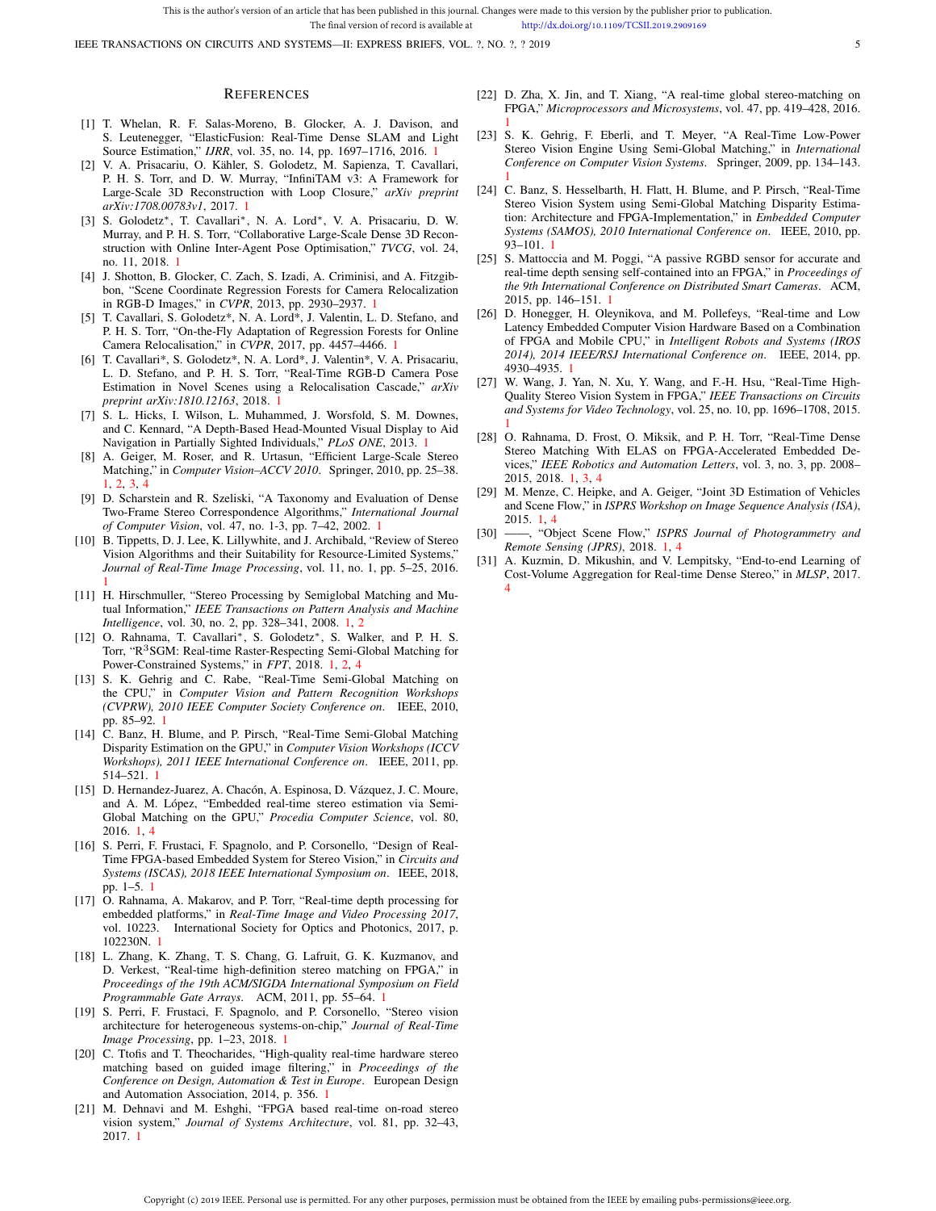## References

[1] T. Whelan, R. F. Salas-Moreno, B. Glocker, A. J. Davison, and S. Leutenegger, "ElasticFusion: Real-Time Dense SLAM and Light Source Estimation," *IJRR*, vol. 35, no. 14, pp. 1697–1716, 2016. 1

[2] V. A. Prisacariu, O. Kähler, S. Golodetz, M. Sapienza, T. Cavallari, P. H. S. Torr, and D. W. Murray, "InfiniTAM v3: A Framework for Large-Scale 3D Reconstruction with Loop Closure," *arXiv preprint arXiv:1708.00783v1*, 2017. 1

[3] S. Golodetz*, T. Cavallari*, N. A. Lord*, V. A. Prisacariu, D. W. Murray, and P. H. S. Torr, "Collaborative Large-Scale Dense 3D Reconstruction with Online Inter-Agent Pose Optimisation," *TVCG*, vol. 24, no. 11, 2018. 1

[4] J. Shotton, B. Glocker, C. Zach, S. Izadi, A. Criminisi, and A. Fitzgibbon, "Scene Coordinate Regression Forests for Camera Relocalization in RGB-D Images," in *CVPR*, 2013, pp. 2930–2937. 1

[5] T. Cavallari, S. Golodetz*, N. A. Lord*, J. Valentin, L. D. Stefano, and P. H. S. Torr, "On-the-Fly Adaptation of Regression Forests for Online Camera Relocalisation," in *CVPR*, 2017, pp. 4457–4466. 1

[6] T. Cavallari*, S. Golodetz*, N. A. Lord*, J. Valentin*, V. A. Prisacariu, L. D. Stefano, and P. H. S. Torr, "Real-Time RGB-D Camera Pose Estimation in Novel Scenes using a Relocalisation Cascade," *arXiv preprint arXiv:1810.12163*, 2018. 1

[7] S. L. Hicks, I. Wilson, L. Muhammed, J. Worsfold, S. M. Downes, and C. Kennard, "A Depth-Based Head-Mounted Visual Display to Aid Navigation in Partially Sighted Individuals," *PLoS ONE*, 2013. 1

[8] A. Geiger, M. Roser, and R. Urtasun, "Efficient Large-Scale Stereo Matching," in *Computer Vision–ACCV 2010*. Springer, 2010, pp. 25–38. 1, 2, 3, 4

[9] D. Scharstein and R. Szeliski, "A Taxonomy and Evaluation of Dense Two-Frame Stereo Correspondence Algorithms," *International Journal of Computer Vision*, vol. 47, no. 1-3, pp. 7–42, 2002. 1

[10] B. Tippetts, D. J. Lee, K. Lillywhite, and J. Archibald, "Review of Stereo Vision Algorithms and their Suitability for Resource-Limited Systems," *Journal of Real-Time Image Processing*, vol. 11, no. 1, pp. 5–25, 2016. 1

[11] H. Hirschmuller, "Stereo Processing by Semiglobal Matching and Mutual Information," *IEEE Transactions on Pattern Analysis and Machine Intelligence*, vol. 30, no. 2, pp. 328–341, 2008. 1, 2

[12] O. Rahnama, T. Cavallari*, S. Golodetz*, S. Walker, and P. H. S. Torr, "R$^3$SGM: Real-time Raster-Respecting Semi-Global Matching for Power-Constrained Systems," in *FPT*, 2018. 1, 2, 4

[13] S. K. Gehrig and C. Rabe, "Real-Time Semi-Global Matching on the CPU," in *Computer Vision and Pattern Recognition Workshops (CVPRW), 2010 IEEE Computer Society Conference on*. IEEE, 2010, pp. 85–92. 1

[14] C. Banz, H. Blume, and P. Pirsch, "Real-Time Semi-Global Matching Disparity Estimation on the GPU," in *Computer Vision Workshops (ICCV Workshops), 2011 IEEE International Conference on*. IEEE, 2011, pp. 514–521. 1

[15] D. Hernandez-Juarez, A. Chacón, A. Espinosa, D. Vázquez, J. C. Moure, and A. M. López, "Embedded real-time stereo estimation via Semi-Global Matching on the GPU," *Procedia Computer Science*, vol. 80, 2016. 1, 4

[16] S. Perri, F. Frustaci, F. Spagnolo, and P. Corsonello, "Design of Real-Time FPGA-based Embedded System for Stereo Vision," in *Circuits and Systems (ISCAS), 2018 IEEE International Symposium on*. IEEE, 2018, pp. 1–5. 1

[17] O. Rahnama, A. Makarov, and P. Torr, "Real-time depth processing for embedded platforms," in *Real-Time Image and Video Processing 2017*, vol. 10223. International Society for Optics and Photonics, 2017, p. 102230N. 1

[18] L. Zhang, K. Zhang, T. S. Chang, G. Lafruit, G. K. Kuzmanov, and D. Verkest, "Real-time high-definition stereo matching on FPGA," in *Proceedings of the 19th ACM/SIGDA International Symposium on Field Programmable Gate Arrays*. ACM, 2011, pp. 55–64. 1

[19] S. Perri, F. Frustaci, F. Spagnolo, and P. Corsonello, "Stereo vision architecture for heterogeneous systems-on-chip," *Journal of Real-Time Image Processing*, pp. 1–23, 2018. 1

[20] C. Ttofis and T. Theocharides, "High-quality real-time hardware stereo matching based on guided image filtering," in *Proceedings of the Conference on Design, Automation & Test in Europe*. European Design and Automation Association, 2014, p. 356. 1

[21] M. Dehnavi and M. Eshghi, "FPGA based real-time on-road stereo vision system," *Journal of Systems Architecture*, vol. 81, pp. 32–43, 2017. 1

[22] D. Zha, X. Jin, and T. Xiang, "A real-time global stereo-matching on FPGA," *Microprocessors and Microsystems*, vol. 47, pp. 419–428, 2016. 1

[23] S. K. Gehrig, F. Eberli, and T. Meyer, "A Real-Time Low-Power Stereo Vision Engine Using Semi-Global Matching," in *International Conference on Computer Vision Systems*. Springer, 2009, pp. 134–143. 1

[24] C. Banz, S. Hesselbarth, H. Flatt, H. Blume, and P. Pirsch, "Real-Time Stereo Vision System using Semi-Global Matching Disparity Estimation: Architecture and FPGA-Implementation," in *Embedded Computer Systems (SAMOS), 2010 International Conference on*. IEEE, 2010, pp. 93–101. 1

[25] S. Mattoccia and M. Poggi, "A passive RGBD sensor for accurate and real-time depth sensing self-contained into an FPGA," in *Proceedings of the 9th International Conference on Distributed Smart Cameras*. ACM, 2015, pp. 146–151. 1

[26] D. Honegger, H. Oleynikova, and M. Pollefeys, "Real-time and Low Latency Embedded Computer Vision Hardware Based on a Combination of FPGA and Mobile CPU," in *Intelligent Robots and Systems (IROS 2014), 2014 IEEE/RSJ International Conference on*. IEEE, 2014, pp. 4930–4935. 1

[27] W. Wang, J. Yan, N. Xu, Y. Wang, and F.-H. Hsu, "Real-Time High-Quality Stereo Vision System in FPGA," *IEEE Transactions on Circuits and Systems for Video Technology*, vol. 25, no. 10, pp. 1696–1708, 2015. 1

[28] O. Rahnama, D. Frost, O. Miksik, and P. H. Torr, "Real-Time Dense Stereo Matching With ELAS on FPGA-Accelerated Embedded Devices," *IEEE Robotics and Automation Letters*, vol. 3, no. 3, pp. 2008–2015, 2018. 1, 3, 4

[29] M. Menze, C. Heipke, and A. Geiger, "Joint 3D Estimation of Vehicles and Scene Flow," in *ISPRS Workshop on Image Sequence Analysis (ISA)*, 2015. 1, 4

[30] ——, "Object Scene Flow," *ISPRS Journal of Photogrammetry and Remote Sensing (JPRS)*, 2018. 1, 4

[31] A. Kuzmin, D. Mikushin, and V. Lempitsky, "End-to-end Learning of Cost-Volume Aggregation for Real-time Dense Stereo," in *MLSP*, 2017. 4